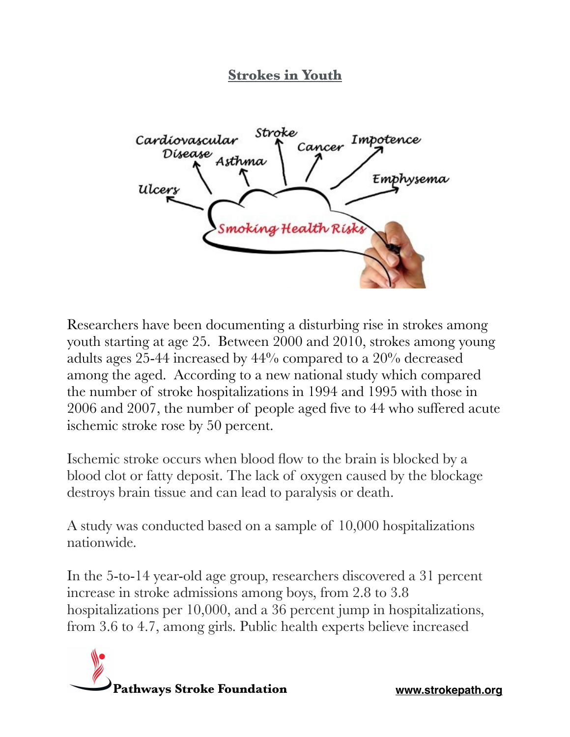## Strokes in Youth

Researchers have been documenting a disturbing rise in strokes among youth starting at age 25. Between 2000 and 2010, strokes among young adults ages 25-44 increased by 44% compared to a 20% decreased among the aged. According to a new national study which compared the number of stroke hospitalizations in 1994 and 1995 with those in 2006 and 2007, the number of people aged five to 44 who suffered acute ischemic stroke rose by 50 percent.

Ischemic stroke occurs when blood flow to the brain is blocked by a blood clot or fatty deposit. The lack of oxygen caused by the blockage destroys brain tissue and can lead to paralysis or death.

A study was conducted based on a sample of 10,000 hospitalizations nationwide.

In the 5-to-14 year-old age group, researchers discovered a 31 percent increase in stroke admissions among boys, from 2.8 to 3.8 hospitalizations per 10,000, and a 36 percent jump in hospitalizations, from 3.6 to 4.7, among girls. Public health experts believe increased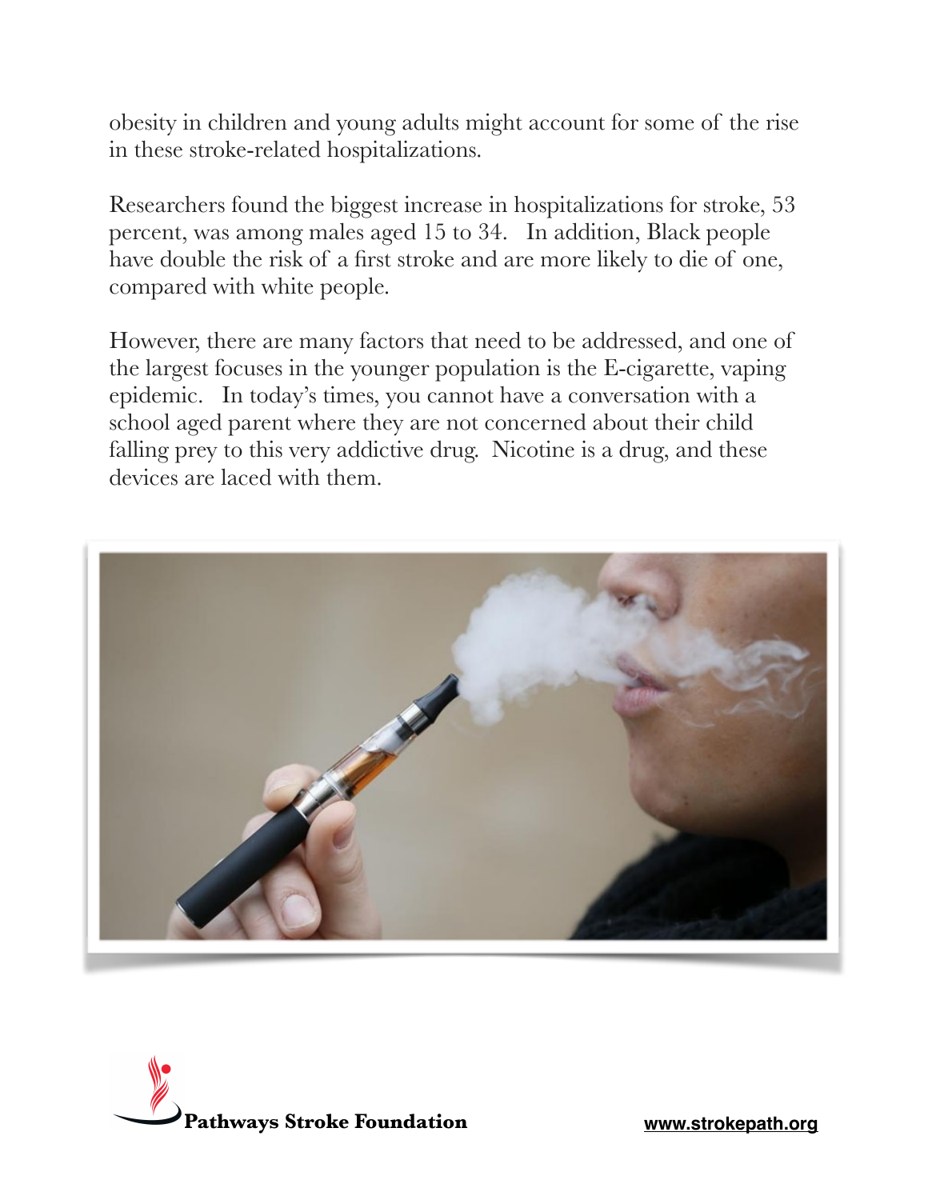obesity in children and young adults might account for some of the rise in these stroke-related hospitalizations.

Researchers found the biggest increase in hospitalizations for stroke, 53 percent, was among males aged 15 to 34. In addition, Black people have double the risk of a first stroke and are more likely to die of one, compared with white people.

However, there are many factors that need to be addressed, and one of the largest focuses in the younger population is the E-cigarette, vaping epidemic. In today's times, you cannot have a conversation with a school aged parent where they are not concerned about their child falling prey to this very addictive drug. Nicotine is a drug, and these devices are laced with them.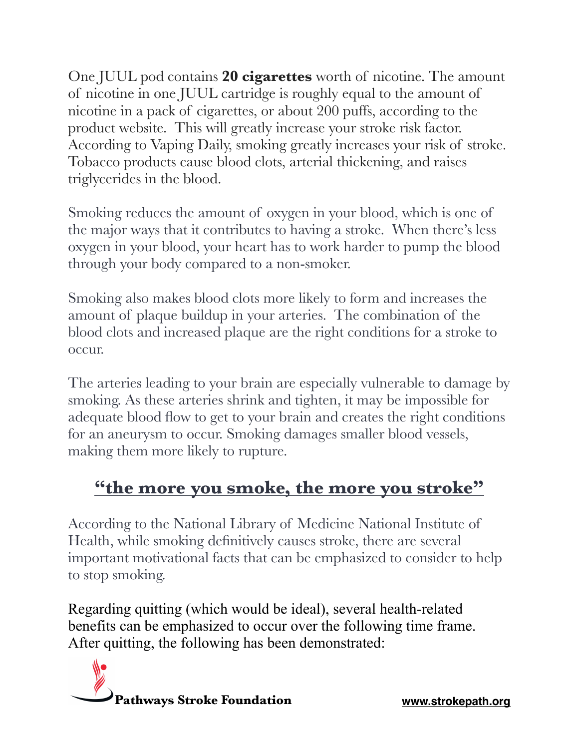One JUUL pod contains **20 cigarettes** worth of nicotine. The amount of nicotine in one JUUL cartridge is roughly equal to the amount of nicotine in a pack of cigarettes, or about 200 puffs, according to the product website. This will greatly increase your stroke risk factor. According to Vaping Daily, smoking greatly increases your risk of stroke. Tobacco products cause blood clots, arterial thickening, and raises triglycerides in the blood.

Smoking reduces the amount of oxygen in your blood, which is one of the major ways that it contributes to having a stroke. When there's less oxygen in your blood, your heart has to work harder to pump the blood through your body compared to a non-smoker.

Smoking also makes blood clots more likely to form and increases the amount of plaque buildup in your arteries. The combination of the blood clots and increased plaque are the right conditions for a stroke to occur.

The arteries leading to your brain are especially vulnerable to damage by smoking. As these arteries shrink and tighten, it may be impossible for adequate blood flow to get to your brain and creates the right conditions for an aneurysm to occur. Smoking damages smaller blood vessels, making them more likely to rupture.

## "the more you smoke, the more you stroke"

According to the National Library of Medicine National Institute of Health, while smoking definitively causes stroke, there are several important motivational facts that can be emphasized to consider to help to stop smoking.

Regarding quitting (which would be ideal), several health-related benefits can be emphasized to occur over the following time frame. After quitting, the following has been demonstrated: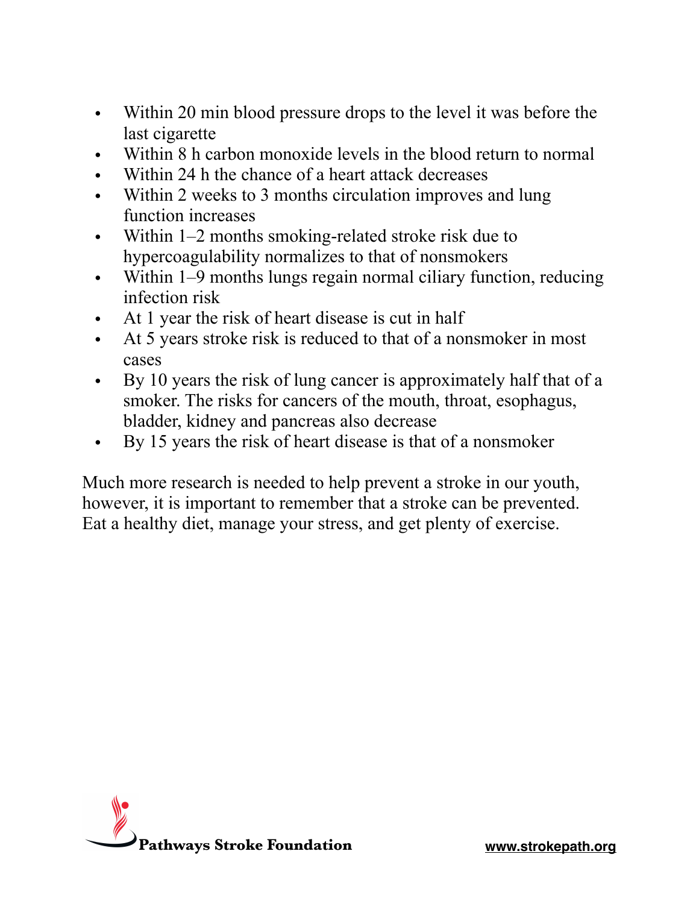- Within 20 min blood pressure drops to the level it was before the last cigarette
- Within 8 h carbon monoxide levels in the blood return to normal
- Within 24 h the chance of a heart attack decreases
- Within 2 weeks to 3 months circulation improves and lung function increases
- Within 1–2 months smoking-related stroke risk due to hypercoagulability normalizes to that of nonsmokers
- Within 1–9 months lungs regain normal ciliary function, reducing infection risk
- At 1 year the risk of heart disease is cut in half
- At 5 years stroke risk is reduced to that of a nonsmoker in most cases
- By 10 years the risk of lung cancer is approximately half that of a smoker. The risks for cancers of the mouth, throat, esophagus, bladder, kidney and pancreas also decrease
- By 15 years the risk of heart disease is that of a nonsmoker

Much more research is needed to help prevent a stroke in our youth, however, it is important to remember that a stroke can be prevented. Eat a healthy diet, manage your stress, and get plenty of exercise.